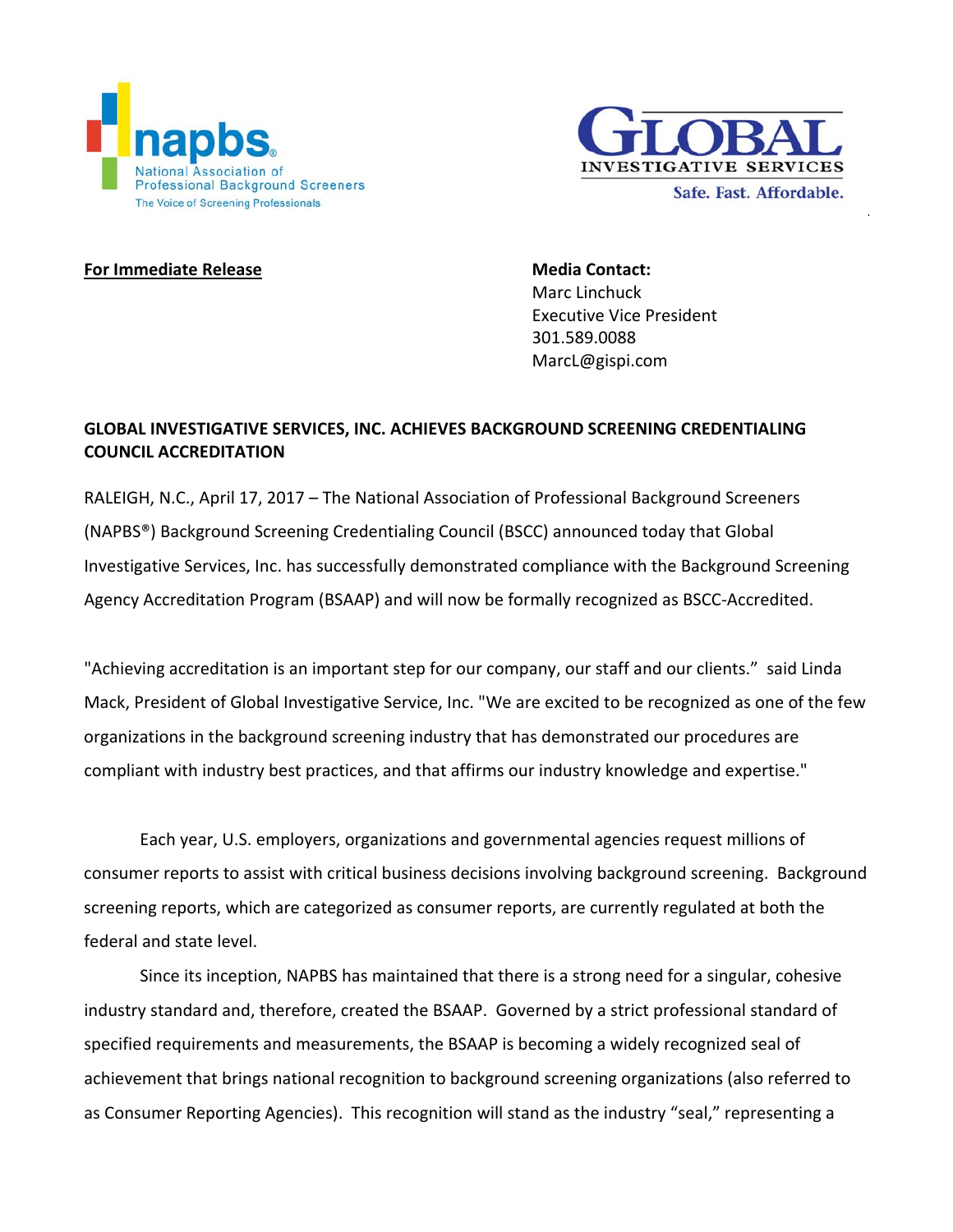napbs®
National Association of Professional Background Screeners
The Voice of Screening Professionals

GLOBAL
INVESTIGATIVE SERVICES
Safe. Fast. Affordable.

**For Immediate Release**

**Media Contact:**
Marc Linchuck
Executive Vice President
301.589.0088
MarcL@gispi.com

**GLOBAL INVESTIGATIVE SERVICES, INC. ACHIEVES BACKGROUND SCREENING CREDENTIALING COUNCIL ACCREDITATION**

RALEIGH, N.C., April 17, 2017 – The National Association of Professional Background Screeners (NAPBS®) Background Screening Credentialing Council (BSCC) announced today that Global Investigative Services, Inc. has successfully demonstrated compliance with the Background Screening Agency Accreditation Program (BSAAP) and will now be formally recognized as BSCC-Accredited.

"Achieving accreditation is an important step for our company, our staff and our clients." said Linda Mack, President of Global Investigative Service, Inc. "We are excited to be recognized as one of the few organizations in the background screening industry that has demonstrated our procedures are compliant with industry best practices, and that affirms our industry knowledge and expertise."

Each year, U.S. employers, organizations and governmental agencies request millions of consumer reports to assist with critical business decisions involving background screening. Background screening reports, which are categorized as consumer reports, are currently regulated at both the federal and state level.

Since its inception, NAPBS has maintained that there is a strong need for a singular, cohesive industry standard and, therefore, created the BSAAP. Governed by a strict professional standard of specified requirements and measurements, the BSAAP is becoming a widely recognized seal of achievement that brings national recognition to background screening organizations (also referred to as Consumer Reporting Agencies). This recognition will stand as the industry "seal," representing a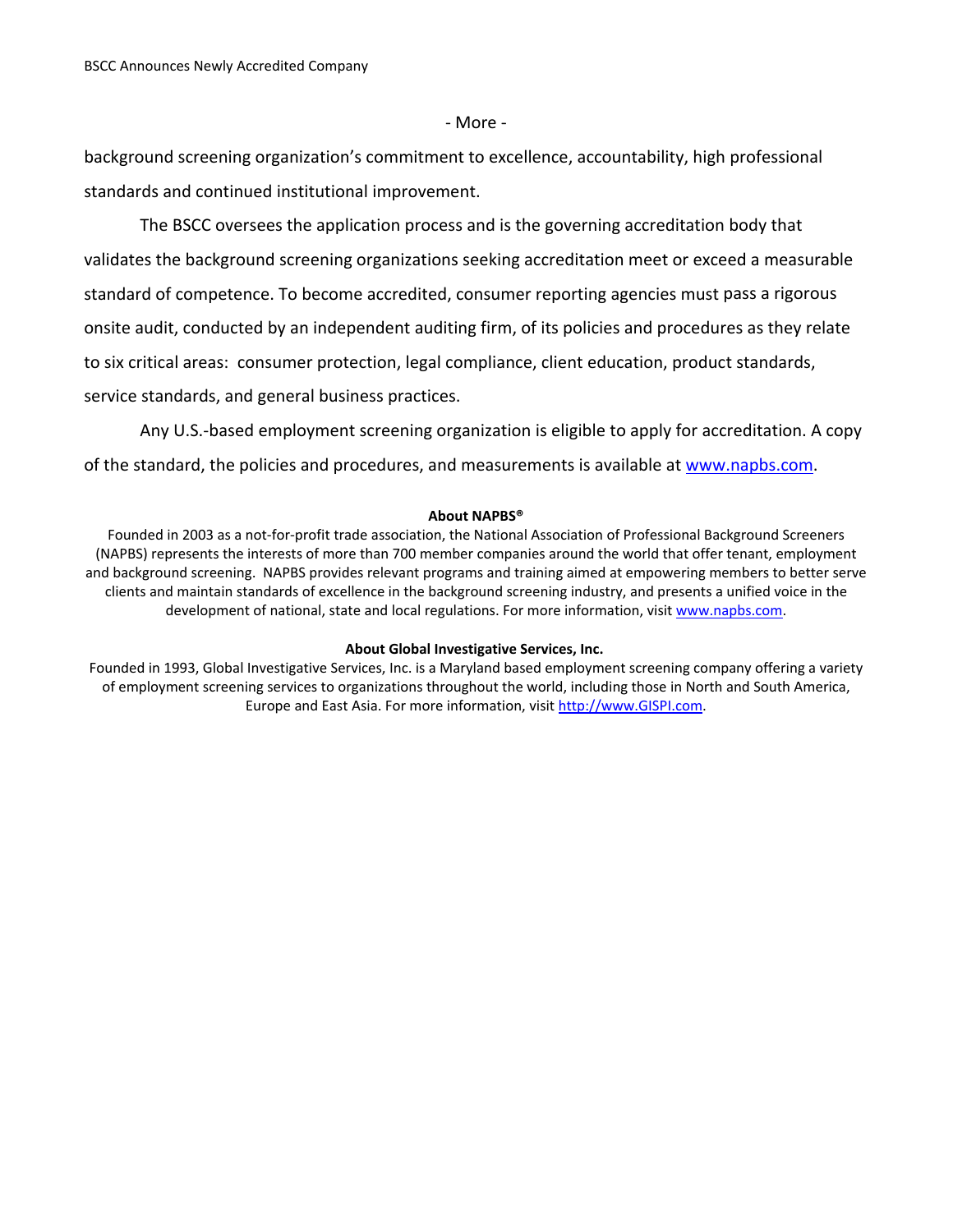- More -

background screening organization's commitment to excellence, accountability, high professional standards and continued institutional improvement.

The BSCC oversees the application process and is the governing accreditation body that validates the background screening organizations seeking accreditation meet or exceed a measurable standard of competence. To become accredited, consumer reporting agencies must pass a rigorous onsite audit, conducted by an independent auditing firm, of its policies and procedures as they relate to six critical areas: consumer protection, legal compliance, client education, product standards, service standards, and general business practices.

Any U.S.-based employment screening organization is eligible to apply for accreditation. A copy of the standard, the policies and procedures, and measurements is available at www.napbs.com.

**About NAPBS®**

Founded in 2003 as a not-for-profit trade association, the National Association of Professional Background Screeners (NAPBS) represents the interests of more than 700 member companies around the world that offer tenant, employment and background screening. NAPBS provides relevant programs and training aimed at empowering members to better serve clients and maintain standards of excellence in the background screening industry, and presents a unified voice in the development of national, state and local regulations. For more information, visit www.napbs.com.

**About Global Investigative Services, Inc.**

Founded in 1993, Global Investigative Services, Inc. is a Maryland based employment screening company offering a variety of employment screening services to organizations throughout the world, including those in North and South America, Europe and East Asia. For more information, visit http://www.GISPI.com.